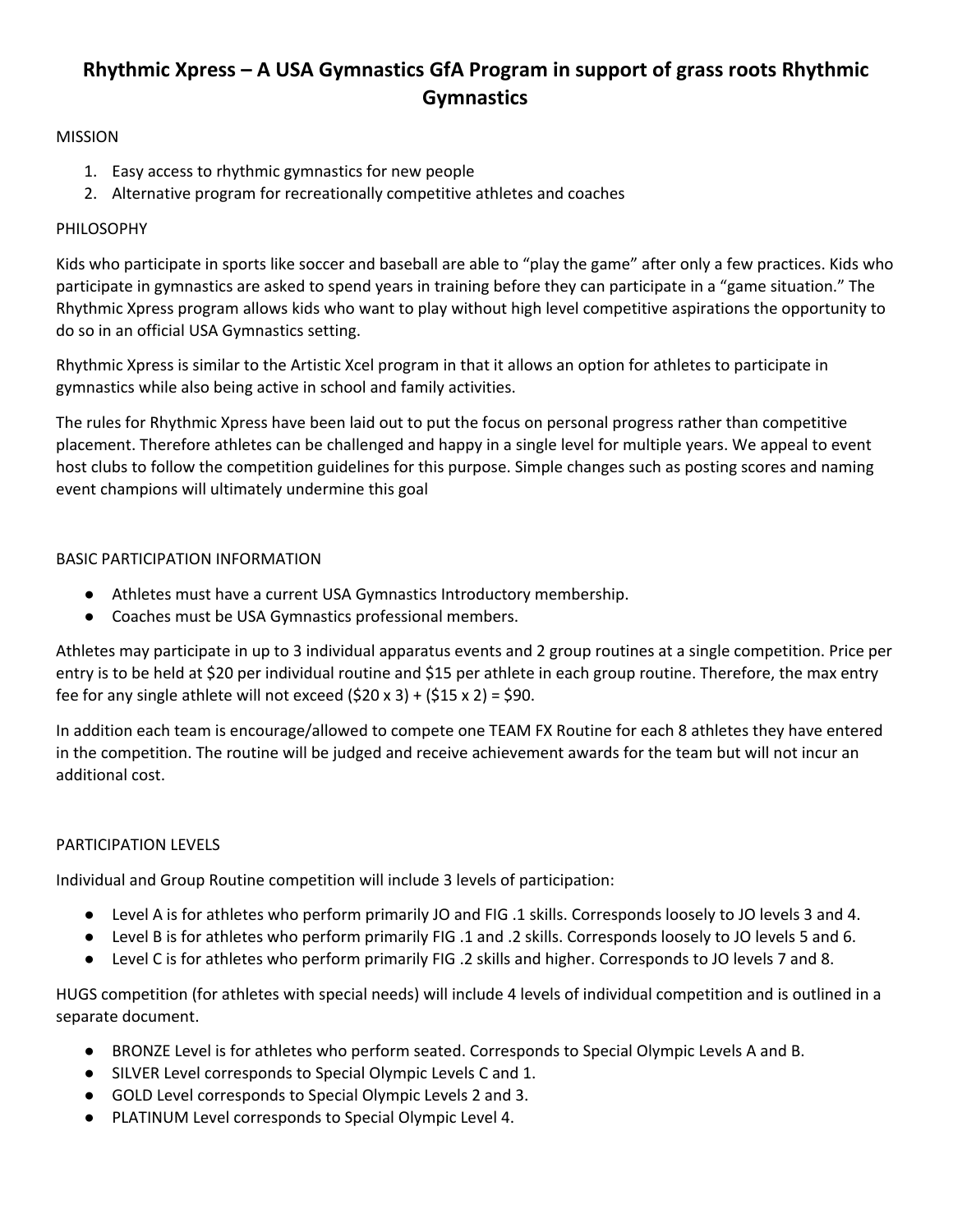# Rhythmic Xpress – A USA Gymnastics GfA Program in support of grass roots Rhythmic Gymnastics

MISSION

1. Easy access to rhythmic gymnastics for new people
2. Alternative program for recreationally competitive athletes and coaches

PHILOSOPHY

Kids who participate in sports like soccer and baseball are able to "play the game" after only a few practices. Kids who participate in gymnastics are asked to spend years in training before they can participate in a "game situation." The Rhythmic Xpress program allows kids who want to play without high level competitive aspirations the opportunity to do so in an official USA Gymnastics setting.

Rhythmic Xpress is similar to the Artistic Xcel program in that it allows an option for athletes to participate in gymnastics while also being active in school and family activities.

The rules for Rhythmic Xpress have been laid out to put the focus on personal progress rather than competitive placement. Therefore athletes can be challenged and happy in a single level for multiple years. We appeal to event host clubs to follow the competition guidelines for this purpose. Simple changes such as posting scores and naming event champions will ultimately undermine this goal

BASIC PARTICIPATION INFORMATION

- Athletes must have a current USA Gymnastics Introductory membership.
- Coaches must be USA Gymnastics professional members.

Athletes may participate in up to 3 individual apparatus events and 2 group routines at a single competition. Price per entry is to be held at $20 per individual routine and $15 per athlete in each group routine. Therefore, the max entry fee for any single athlete will not exceed ($20 x 3) + ($15 x 2) = $90.

In addition each team is encourage/allowed to compete one TEAM FX Routine for each 8 athletes they have entered in the competition. The routine will be judged and receive achievement awards for the team but will not incur an additional cost.

PARTICIPATION LEVELS

Individual and Group Routine competition will include 3 levels of participation:

- Level A is for athletes who perform primarily JO and FIG .1 skills. Corresponds loosely to JO levels 3 and 4.
- Level B is for athletes who perform primarily FIG .1 and .2 skills. Corresponds loosely to JO levels 5 and 6.
- Level C is for athletes who perform primarily FIG .2 skills and higher. Corresponds to JO levels 7 and 8.

HUGS competition (for athletes with special needs) will include 4 levels of individual competition and is outlined in a separate document.

- BRONZE Level is for athletes who perform seated. Corresponds to Special Olympic Levels A and B.
- SILVER Level corresponds to Special Olympic Levels C and 1.
- GOLD Level corresponds to Special Olympic Levels 2 and 3.
- PLATINUM Level corresponds to Special Olympic Level 4.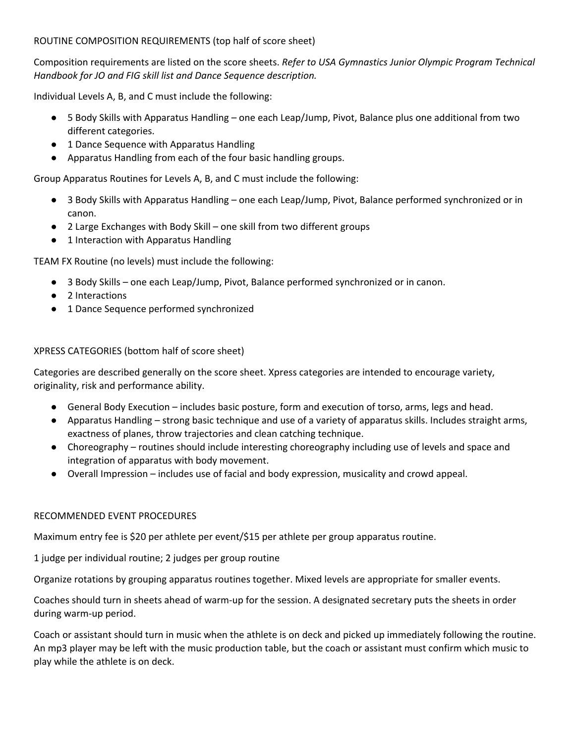ROUTINE COMPOSITION REQUIREMENTS (top half of score sheet)

Composition requirements are listed on the score sheets. *Refer to USA Gymnastics Junior Olympic Program Technical Handbook for JO and FIG skill list and Dance Sequence description.*

Individual Levels A, B, and C must include the following:

- 5 Body Skills with Apparatus Handling – one each Leap/Jump, Pivot, Balance plus one additional from two different categories.
- 1 Dance Sequence with Apparatus Handling
- Apparatus Handling from each of the four basic handling groups.

Group Apparatus Routines for Levels A, B, and C must include the following:

- 3 Body Skills with Apparatus Handling – one each Leap/Jump, Pivot, Balance performed synchronized or in canon.
- 2 Large Exchanges with Body Skill – one skill from two different groups
- 1 Interaction with Apparatus Handling

TEAM FX Routine (no levels) must include the following:

- 3 Body Skills – one each Leap/Jump, Pivot, Balance performed synchronized or in canon.
- 2 Interactions
- 1 Dance Sequence performed synchronized

XPRESS CATEGORIES (bottom half of score sheet)

Categories are described generally on the score sheet. Xpress categories are intended to encourage variety, originality, risk and performance ability.

- General Body Execution – includes basic posture, form and execution of torso, arms, legs and head.
- Apparatus Handling – strong basic technique and use of a variety of apparatus skills. Includes straight arms, exactness of planes, throw trajectories and clean catching technique.
- Choreography – routines should include interesting choreography including use of levels and space and integration of apparatus with body movement.
- Overall Impression – includes use of facial and body expression, musicality and crowd appeal.

RECOMMENDED EVENT PROCEDURES

Maximum entry fee is $20 per athlete per event/$15 per athlete per group apparatus routine.

1 judge per individual routine; 2 judges per group routine

Organize rotations by grouping apparatus routines together. Mixed levels are appropriate for smaller events.

Coaches should turn in sheets ahead of warm-up for the session. A designated secretary puts the sheets in order during warm-up period.

Coach or assistant should turn in music when the athlete is on deck and picked up immediately following the routine. An mp3 player may be left with the music production table, but the coach or assistant must confirm which music to play while the athlete is on deck.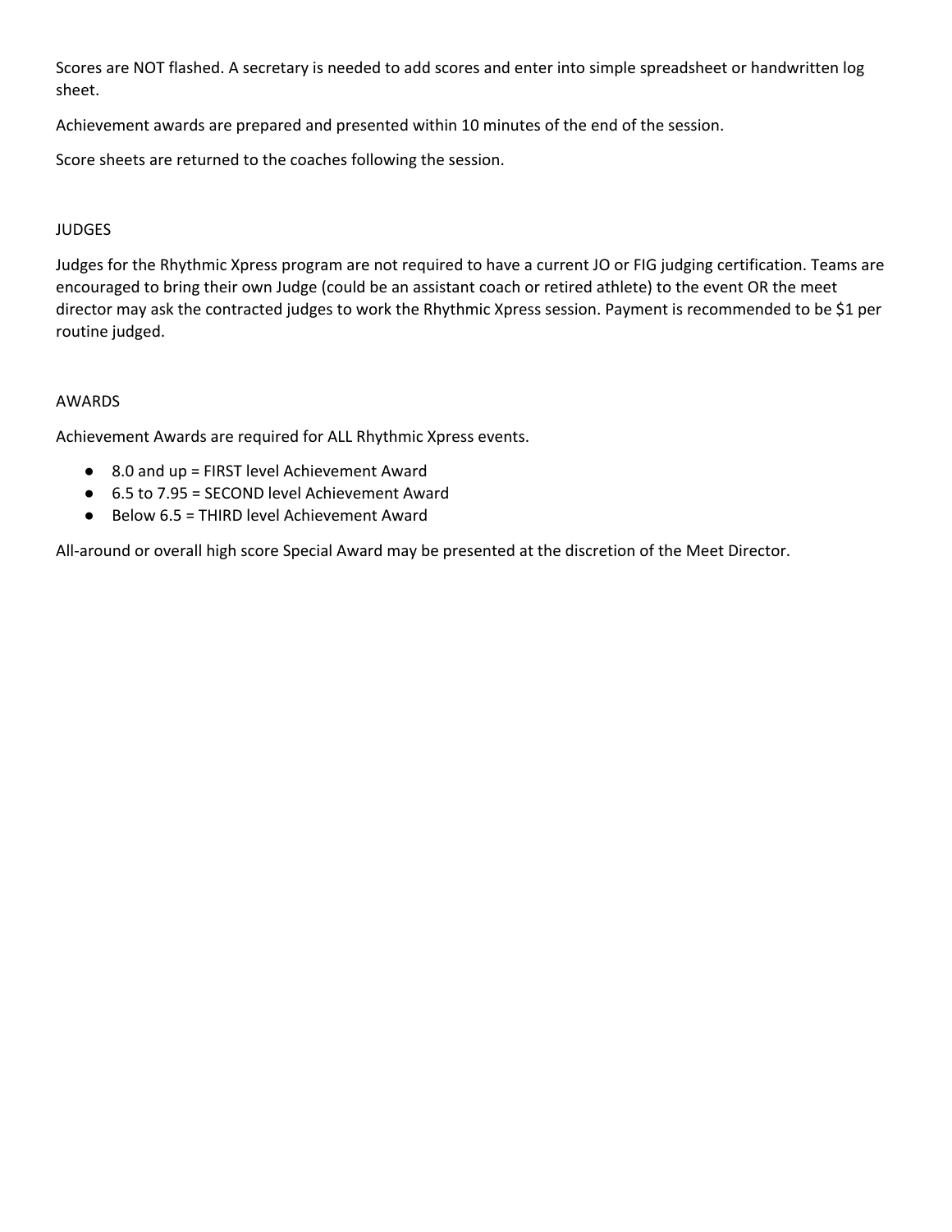Scores are NOT flashed. A secretary is needed to add scores and enter into simple spreadsheet or handwritten log sheet.

Achievement awards are prepared and presented within 10 minutes of the end of the session.

Score sheets are returned to the coaches following the session.

## JUDGES

Judges for the Rhythmic Xpress program are not required to have a current JO or FIG judging certification. Teams are encouraged to bring their own Judge (could be an assistant coach or retired athlete) to the event OR the meet director may ask the contracted judges to work the Rhythmic Xpress session. Payment is recommended to be $1 per routine judged.

## AWARDS

Achievement Awards are required for ALL Rhythmic Xpress events.

- 8.0 and up = FIRST level Achievement Award
- 6.5 to 7.95 = SECOND level Achievement Award
- Below 6.5 = THIRD level Achievement Award

All-around or overall high score Special Award may be presented at the discretion of the Meet Director.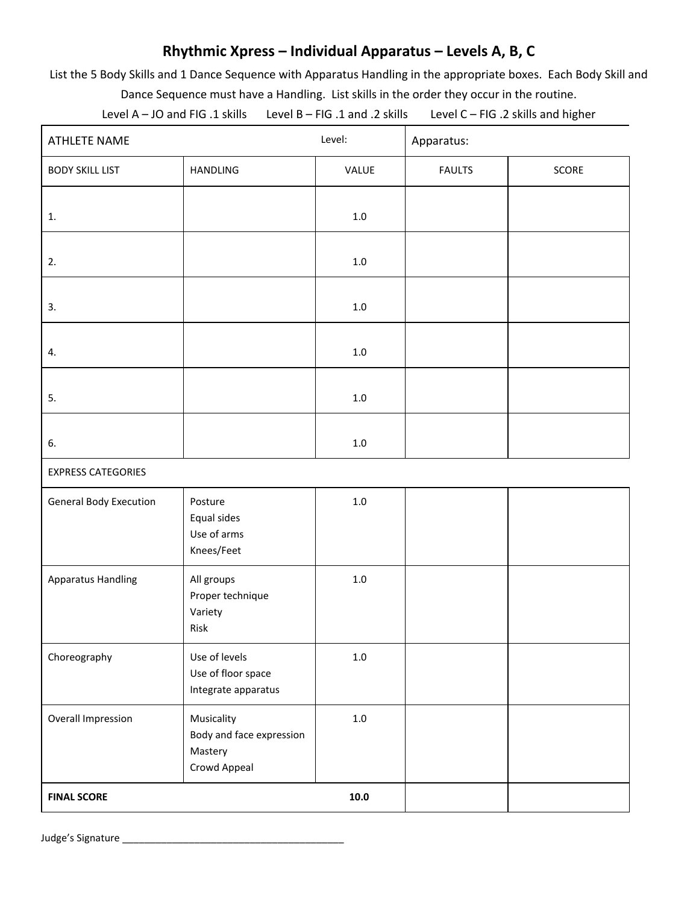# Rhythmic Xpress – Individual Apparatus – Levels A, B, C

List the 5 Body Skills and 1 Dance Sequence with Apparatus Handling in the appropriate boxes. Each Body Skill and Dance Sequence must have a Handling. List skills in the order they occur in the routine.

Level A – JO and FIG .1 skills  Level B – FIG .1 and .2 skills  Level C – FIG .2 skills and higher

| ATHLETE NAME | | Level: | Apparatus: | |
|---|---|---|---|---|
| BODY SKILL LIST | HANDLING | VALUE | FAULTS | SCORE |
| 1. | | 1.0 | | |
| 2. | | 1.0 | | |
| 3. | | 1.0 | | |
| 4. | | 1.0 | | |
| 5. | | 1.0 | | |
| 6. | | 1.0 | | |
| EXPRESS CATEGORIES | | | | |
| General Body Execution | Posture<br>Equal sides<br>Use of arms<br>Knees/Feet | 1.0 | | |
| Apparatus Handling | All groups<br>Proper technique<br>Variety<br>Risk | 1.0 | | |
| Choreography | Use of levels<br>Use of floor space<br>Integrate apparatus | 1.0 | | |
| Overall Impression | Musicality<br>Body and face expression<br>Mastery<br>Crowd Appeal | 1.0 | | |
| **FINAL SCORE** | | **10.0** | | |

Judge's Signature ___________________________________________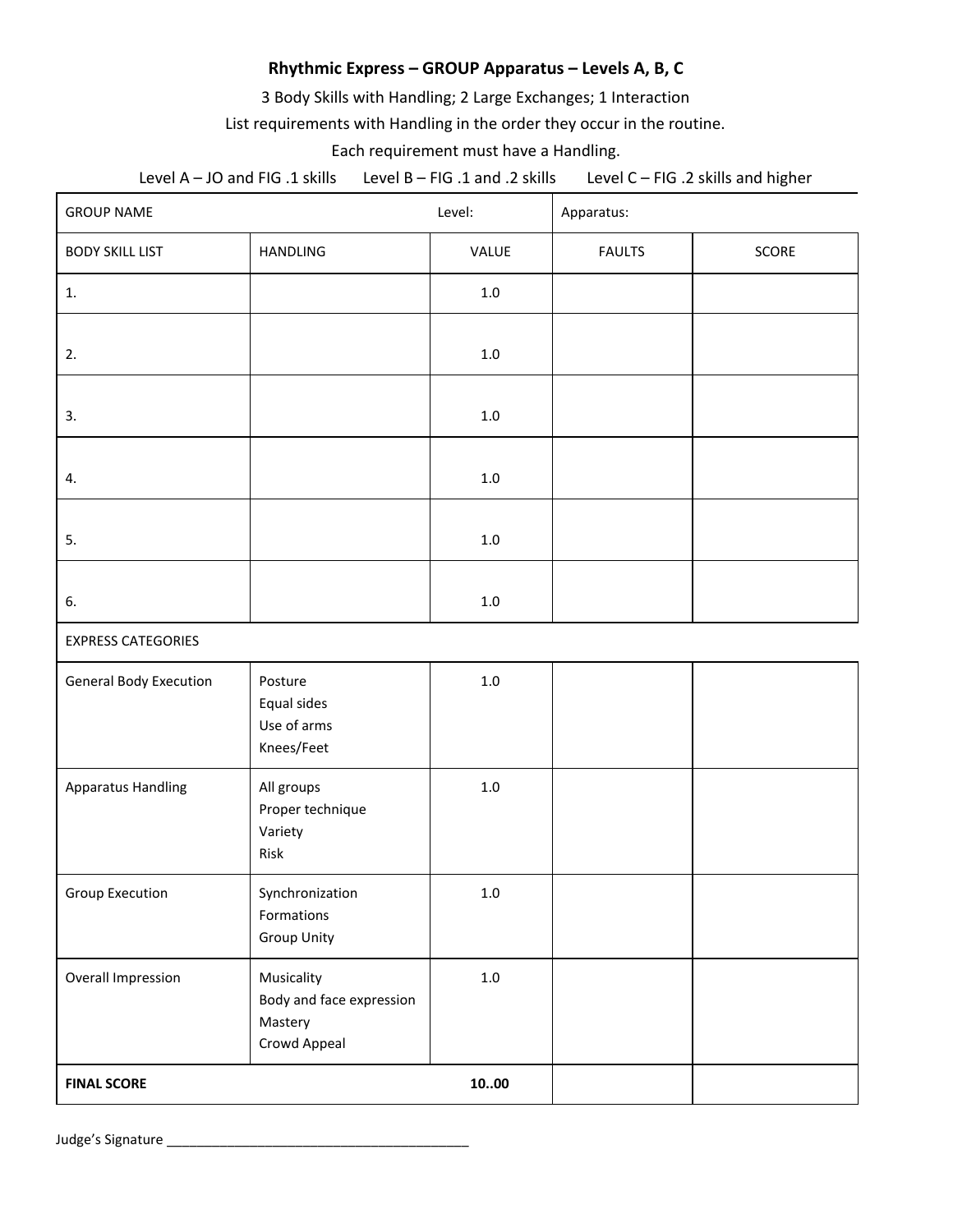**Rhythmic Express – GROUP Apparatus – Levels A, B, C**

3 Body Skills with Handling; 2 Large Exchanges; 1 Interaction

List requirements with Handling in the order they occur in the routine.

Each requirement must have a Handling.

Level A – JO and FIG .1 skills Level B – FIG .1 and .2 skills Level C – FIG .2 skills and higher

| GROUP NAME | | Level: | Apparatus: | |
|---|---|---|---|---|
| BODY SKILL LIST | HANDLING | VALUE | FAULTS | SCORE |
| 1. | | 1.0 | | |
| 2. | | 1.0 | | |
| 3. | | 1.0 | | |
| 4. | | 1.0 | | |
| 5. | | 1.0 | | |
| 6. | | 1.0 | | |
| EXPRESS CATEGORIES | | | | |
| General Body Execution | Posture<br>Equal sides<br>Use of arms<br>Knees/Feet | 1.0 | | |
| Apparatus Handling | All groups<br>Proper technique<br>Variety<br>Risk | 1.0 | | |
| Group Execution | Synchronization<br>Formations<br>Group Unity | 1.0 | | |
| Overall Impression | Musicality<br>Body and face expression<br>Mastery<br>Crowd Appeal | 1.0 | | |
| **FINAL SCORE** | | **10..00** | | |

Judge's Signature ________________________________________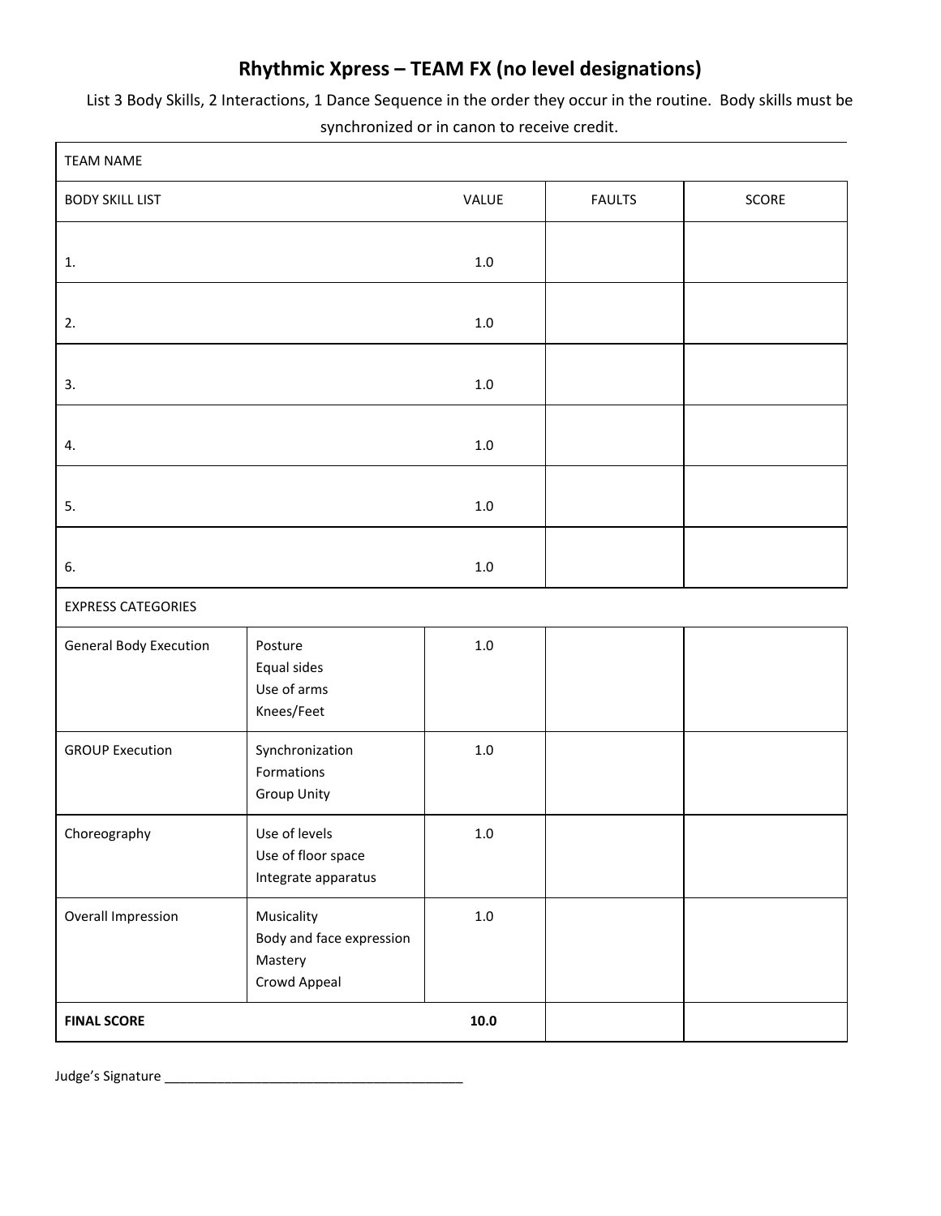## Rhythmic Xpress – TEAM FX (no level designations)

List 3 Body Skills, 2 Interactions, 1 Dance Sequence in the order they occur in the routine. Body skills must be synchronized or in canon to receive credit.

| TEAM NAME | | | | |
|---|---|---|---|---|
| BODY SKILL LIST | | VALUE | FAULTS | SCORE |
| 1. | | 1.0 | | |
| 2. | | 1.0 | | |
| 3. | | 1.0 | | |
| 4. | | 1.0 | | |
| 5. | | 1.0 | | |
| 6. | | 1.0 | | |
| EXPRESS CATEGORIES | | | | |
| General Body Execution | Posture<br>Equal sides<br>Use of arms<br>Knees/Feet | 1.0 | | |
| GROUP Execution | Synchronization<br>Formations<br>Group Unity | 1.0 | | |
| Choreography | Use of levels<br>Use of floor space<br>Integrate apparatus | 1.0 | | |
| Overall Impression | Musicality<br>Body and face expression<br>Mastery<br>Crowd Appeal | 1.0 | | |
| **FINAL SCORE** | | **10.0** | | |

Judge's Signature ________________________________________